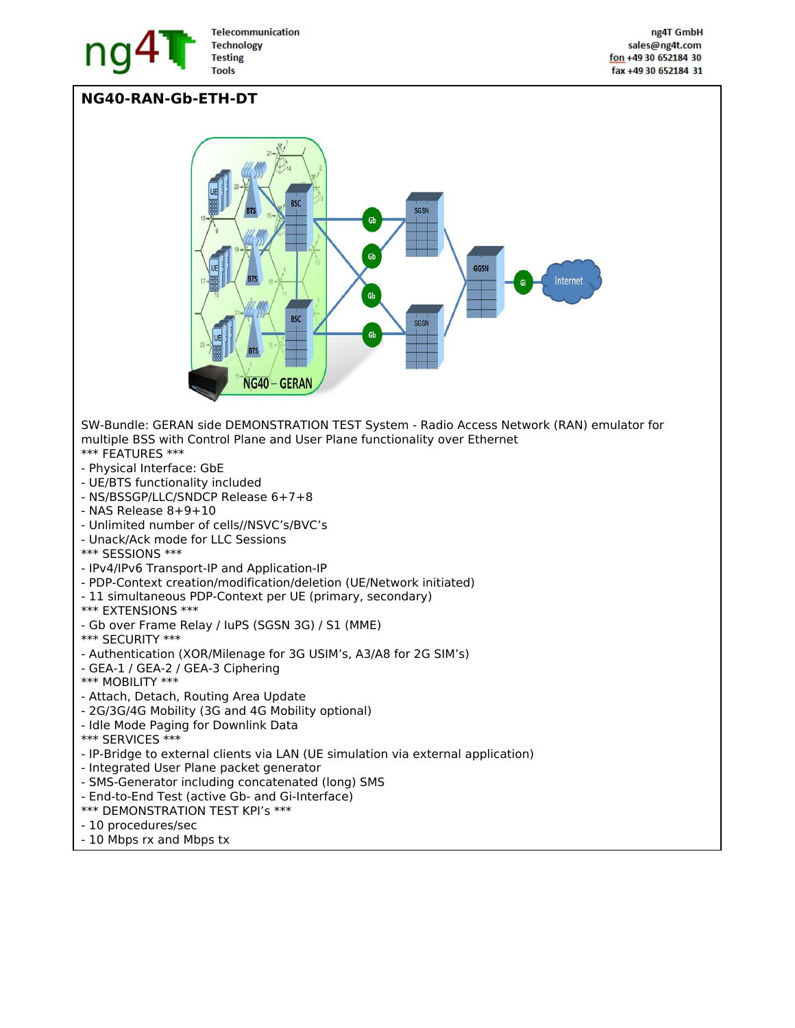## NG40-RAN-Gb-ETH-DT

SW-Bundle: GERAN side DEMONSTRATION TEST System - Radio Access Network (RAN) emulator for multiple BSS with Control Plane and User Plane functionality over Ethernet

*** FEATURES ***
- Physical Interface: GbE
- UE/BTS functionality included
- NS/BSSGP/LLC/SNDCP Release 6+7+8
- NAS Release 8+9+10
- Unlimited number of cells//NSVC's/BVC's
- Unack/Ack mode for LLC Sessions

*** SESSIONS ***
- IPv4/IPv6 Transport-IP and Application-IP
- PDP-Context creation/modification/deletion (UE/Network initiated)
- 11 simultaneous PDP-Context per UE (primary, secondary)

*** EXTENSIONS ***
- Gb over Frame Relay / IuPS (SGSN 3G) / S1 (MME)

*** SECURITY ***
- Authentication (XOR/Milenage for 3G USIM's, A3/A8 for 2G SIM's)
- GEA-1 / GEA-2 / GEA-3 Ciphering

*** MOBILITY ***
- Attach, Detach, Routing Area Update
- 2G/3G/4G Mobility (3G and 4G Mobility optional)
- Idle Mode Paging for Downlink Data

*** SERVICES ***
- IP-Bridge to external clients via LAN (UE simulation via external application)
- Integrated User Plane packet generator
- SMS-Generator including concatenated (long) SMS
- End-to-End Test (active Gb- and Gi-Interface)

*** DEMONSTRATION TEST KPI's ***
- 10 procedures/sec
- 10 Mbps rx and Mbps tx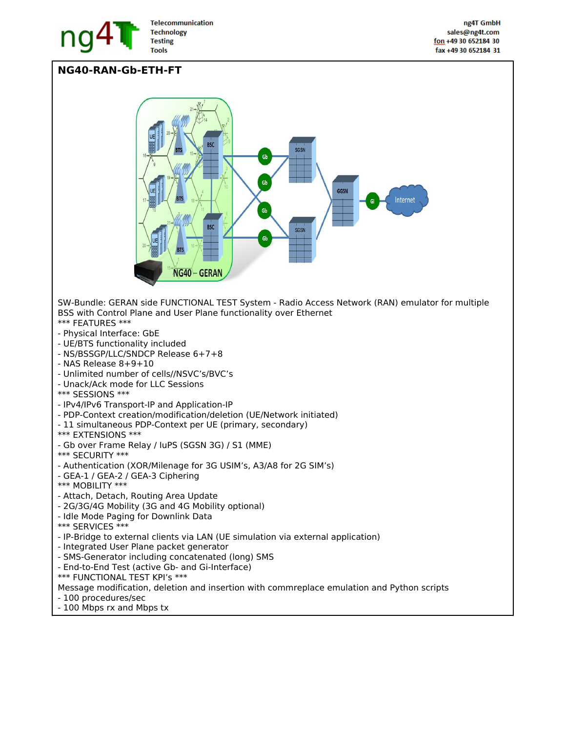## NG40-RAN-Gb-ETH-FT

SW-Bundle: GERAN side FUNCTIONAL TEST System - Radio Access Network (RAN) emulator for multiple BSS with Control Plane and User Plane functionality over Ethernet

*** FEATURES ***

- Physical Interface: GbE
- UE/BTS functionality included
- NS/BSSGP/LLC/SNDCP Release 6+7+8
- NAS Release 8+9+10
- Unlimited number of cells//NSVC's/BVC's
- Unack/Ack mode for LLC Sessions

*** SESSIONS ***

- IPv4/IPv6 Transport-IP and Application-IP
- PDP-Context creation/modification/deletion (UE/Network initiated)
- 11 simultaneous PDP-Context per UE (primary, secondary)

*** EXTENSIONS ***

- Gb over Frame Relay / IuPS (SGSN 3G) / S1 (MME)

*** SECURITY ***

- Authentication (XOR/Milenage for 3G USIM's, A3/A8 for 2G SIM's)
- GEA-1 / GEA-2 / GEA-3 Ciphering

*** MOBILITY ***

- Attach, Detach, Routing Area Update
- 2G/3G/4G Mobility (3G and 4G Mobility optional)
- Idle Mode Paging for Downlink Data

*** SERVICES ***

- IP-Bridge to external clients via LAN (UE simulation via external application)
- Integrated User Plane packet generator
- SMS-Generator including concatenated (long) SMS
- End-to-End Test (active Gb- and Gi-Interface)

*** FUNCTIONAL TEST KPI's ***

Message modification, deletion and insertion with commreplace emulation and Python scripts

- 100 procedures/sec
- 100 Mbps rx and Mbps tx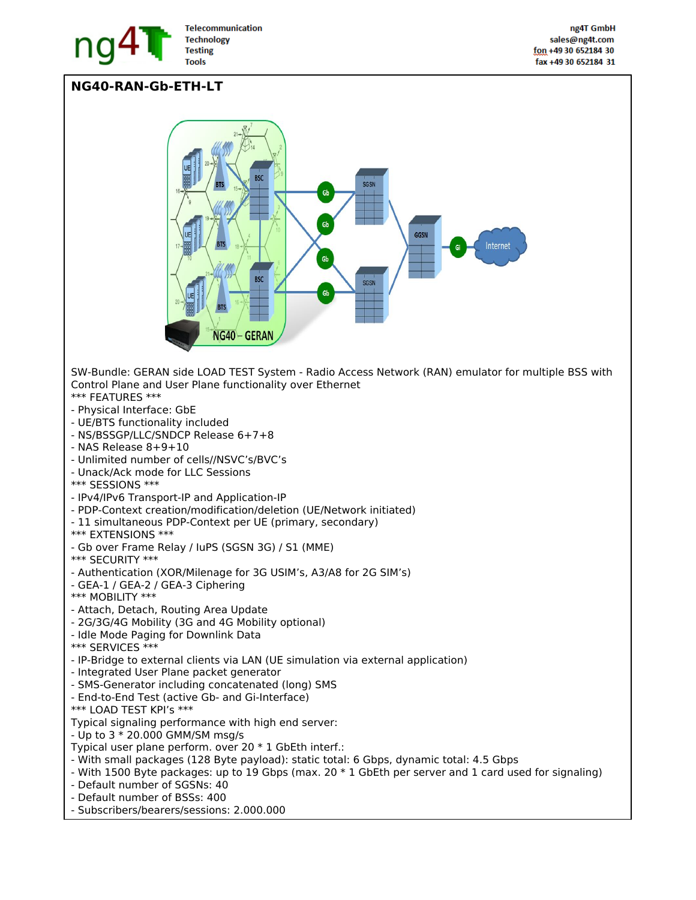## NG40-RAN-Gb-ETH-LT

SW-Bundle: GERAN side LOAD TEST System - Radio Access Network (RAN) emulator for multiple BSS with Control Plane and User Plane functionality over Ethernet

*** FEATURES ***
- Physical Interface: GbE
- UE/BTS functionality included
- NS/BSSGP/LLC/SNDCP Release 6+7+8
- NAS Release 8+9+10
- Unlimited number of cells//NSVC's/BVC's
- Unack/Ack mode for LLC Sessions

*** SESSIONS ***
- IPv4/IPv6 Transport-IP and Application-IP
- PDP-Context creation/modification/deletion (UE/Network initiated)
- 11 simultaneous PDP-Context per UE (primary, secondary)

*** EXTENSIONS ***
- Gb over Frame Relay / IuPS (SGSN 3G) / S1 (MME)

*** SECURITY ***
- Authentication (XOR/Milenage for 3G USIM's, A3/A8 for 2G SIM's)
- GEA-1 / GEA-2 / GEA-3 Ciphering

*** MOBILITY ***
- Attach, Detach, Routing Area Update
- 2G/3G/4G Mobility (3G and 4G Mobility optional)
- Idle Mode Paging for Downlink Data

*** SERVICES ***
- IP-Bridge to external clients via LAN (UE simulation via external application)
- Integrated User Plane packet generator
- SMS-Generator including concatenated (long) SMS
- End-to-End Test (active Gb- and Gi-Interface)

*** LOAD TEST KPI's ***

Typical signaling performance with high end server:
- Up to 3 * 20.000 GMM/SM msg/s

Typical user plane perform. over 20 * 1 GbEth interf.:
- With small packages (128 Byte payload): static total: 6 Gbps, dynamic total: 4.5 Gbps
- With 1500 Byte packages: up to 19 Gbps (max. 20 * 1 GbEth per server and 1 card used for signaling)
- Default number of SGSNs: 40
- Default number of BSSs: 400
- Subscribers/bearers/sessions: 2.000.000